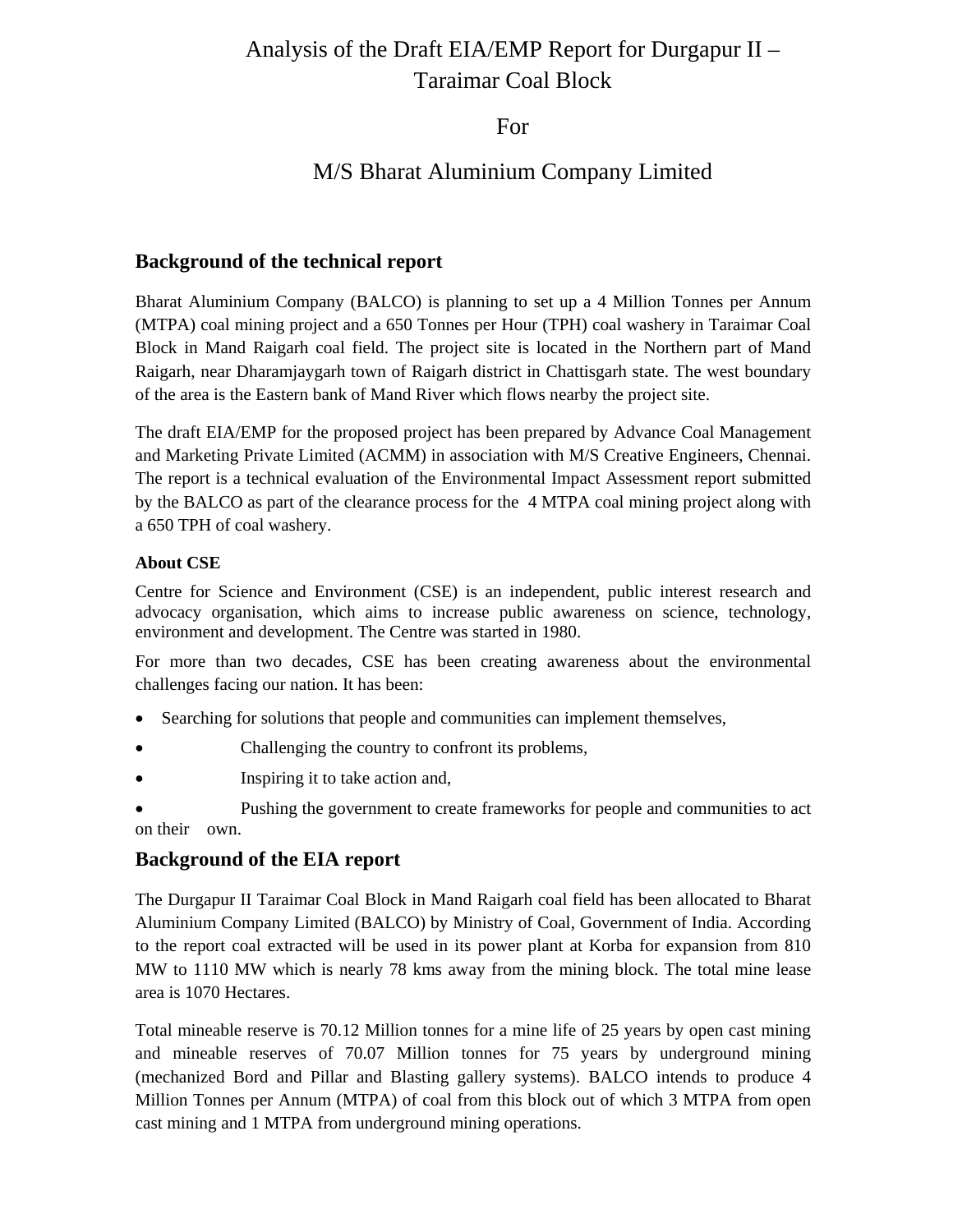# Analysis of the Draft EIA/EMP Report for Durgapur II – Taraimar Coal Block

# For

# M/S Bharat Aluminium Company Limited

## Background of the technical report

Bharat Aluminium Company (BALCO) is planning to set up a 4 Million Tonnes per Annum (MTPA) coal mining project and a 650 Tonnes per Hour (TPH) coal washery in Taraimar Coal Block in Mand Raigarh coal field. The project site is located in the Northern part of Mand Raigarh, near Dharamjaygarh town of Raigarh district in Chattisgarh state. The west boundary of the area is the Eastern bank of Mand River which flows nearby the project site.

The draft EIA/EMP for the proposed project has been prepared by Advance Coal Management and Marketing Private Limited (ACMM) in association with M/S Creative Engineers, Chennai. The report is a technical evaluation of the Environmental Impact Assessment report submitted by the BALCO as part of the clearance process for the 4 MTPA coal mining project along with a 650 TPH of coal washery.

### About CSE

Centre for Science and Environment (CSE) is an independent, public interest research and advocacy organisation, which aims to increase public awareness on science, technology, environment and development. The Centre was started in 1980.

For more than two decades, CSE has been creating awareness about the environmental challenges facing our nation. It has been:

- Searching for solutions that people and communities can implement themselves,
- Challenging the country to confront its problems,
- Inspiring it to take action and,
- Pushing the government to create frameworks for people and communities to act on their own.

## Background of the EIA report

The Durgapur II Taraimar Coal Block in Mand Raigarh coal field has been allocated to Bharat Aluminium Company Limited (BALCO) by Ministry of Coal, Government of India. According to the report coal extracted will be used in its power plant at Korba for expansion from 810 MW to 1110 MW which is nearly 78 kms away from the mining block. The total mine lease area is 1070 Hectares.

Total mineable reserve is 70.12 Million tonnes for a mine life of 25 years by open cast mining and mineable reserves of 70.07 Million tonnes for 75 years by underground mining (mechanized Bord and Pillar and Blasting gallery systems). BALCO intends to produce 4 Million Tonnes per Annum (MTPA) of coal from this block out of which 3 MTPA from open cast mining and 1 MTPA from underground mining operations.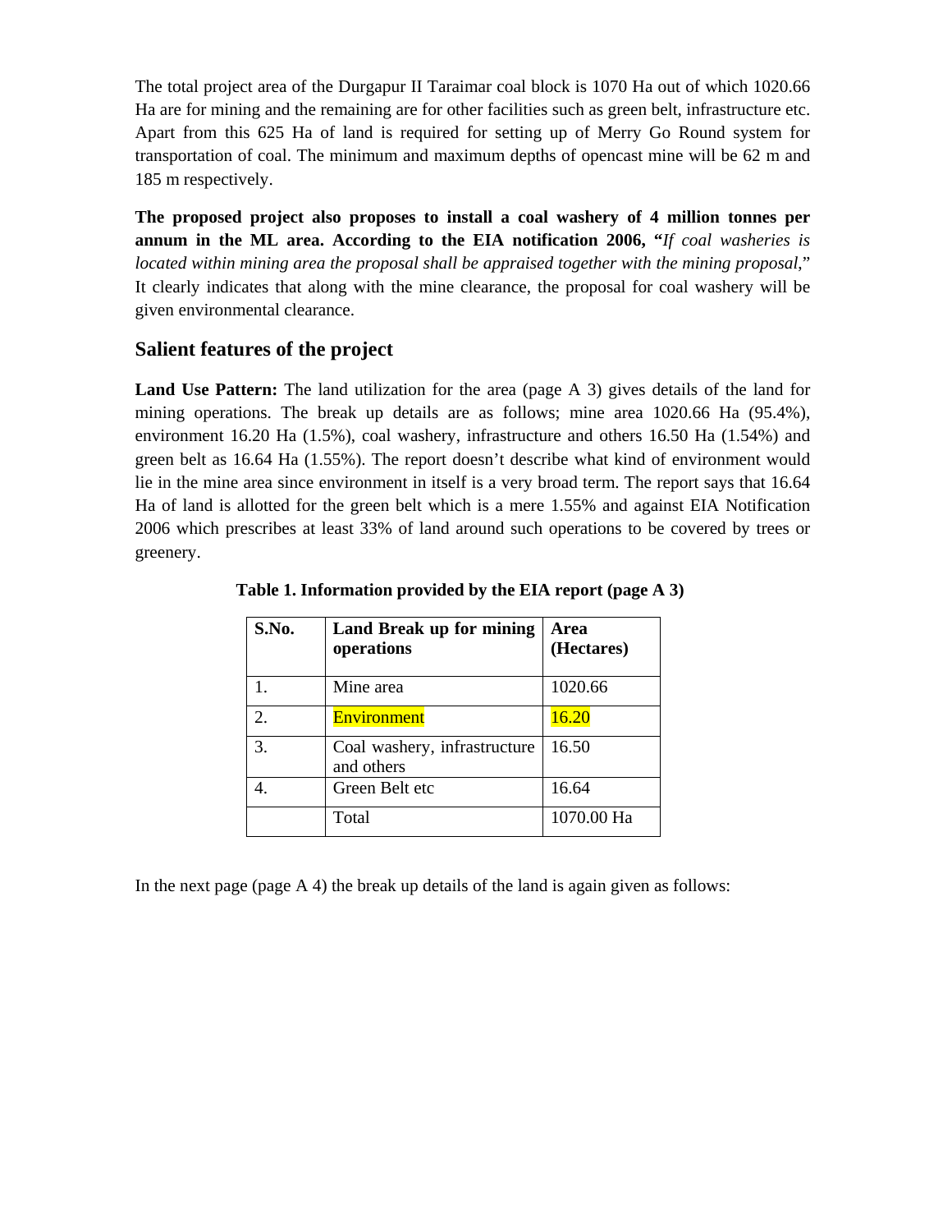The total project area of the Durgapur II Taraimar coal block is 1070 Ha out of which 1020.66 Ha are for mining and the remaining are for other facilities such as green belt, infrastructure etc. Apart from this 625 Ha of land is required for setting up of Merry Go Round system for transportation of coal. The minimum and maximum depths of opencast mine will be 62 m and 185 m respectively.

**The proposed project also proposes to install a coal washery of 4 million tonnes per annum in the ML area. According to the EIA notification 2006, "***If coal washeries is located within mining area the proposal shall be appraised together with the mining proposal*," It clearly indicates that along with the mine clearance, the proposal for coal washery will be given environmental clearance.

## Salient features of the project

**Land Use Pattern:** The land utilization for the area (page A 3) gives details of the land for mining operations. The break up details are as follows; mine area 1020.66 Ha (95.4%), environment 16.20 Ha (1.5%), coal washery, infrastructure and others 16.50 Ha (1.54%) and green belt as 16.64 Ha (1.55%). The report doesn't describe what kind of environment would lie in the mine area since environment in itself is a very broad term. The report says that 16.64 Ha of land is allotted for the green belt which is a mere 1.55% and against EIA Notification 2006 which prescribes at least 33% of land around such operations to be covered by trees or greenery.

**Table 1. Information provided by the EIA report (page A 3)**

| S.No. | Land Break up for mining operations | Area (Hectares) |
|---|---|---|
| 1. | Mine area | 1020.66 |
| 2. | Environment | 16.20 |
| 3. | Coal washery, infrastructure and others | 16.50 |
| 4. | Green Belt etc | 16.64 |
| | Total | 1070.00 Ha |

In the next page (page A 4) the break up details of the land is again given as follows: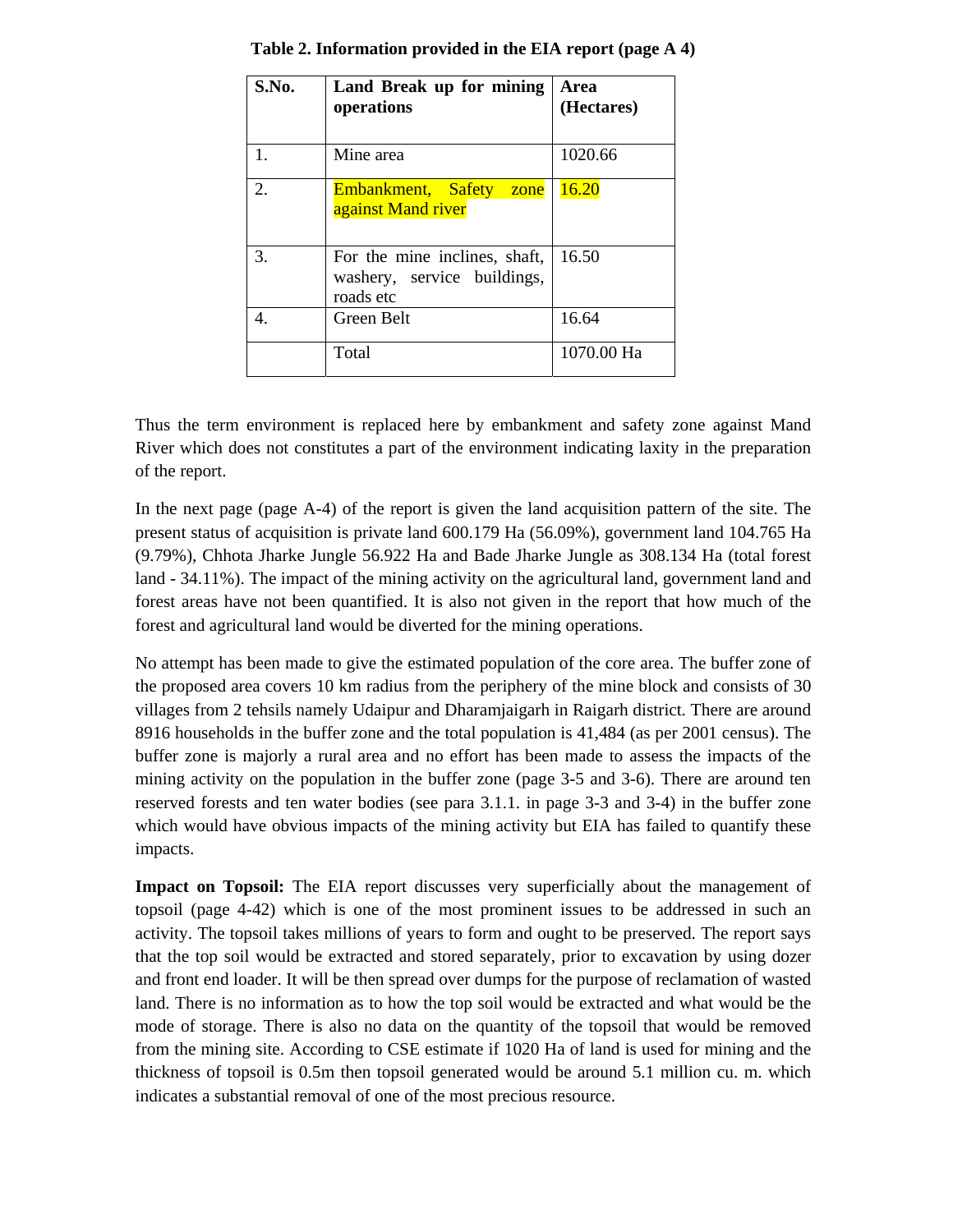**Table 2. Information provided in the EIA report (page A 4)**

| S.No. | Land Break up for mining operations | Area (Hectares) |
|---|---|---|
| 1. | Mine area | 1020.66 |
| 2. | Embankment, Safety zone against Mand river | 16.20 |
| 3. | For the mine inclines, shaft, washery, service buildings, roads etc | 16.50 |
| 4. | Green Belt | 16.64 |
| | Total | 1070.00 Ha |

Thus the term environment is replaced here by embankment and safety zone against Mand River which does not constitutes a part of the environment indicating laxity in the preparation of the report.

In the next page (page A-4) of the report is given the land acquisition pattern of the site. The present status of acquisition is private land 600.179 Ha (56.09%), government land 104.765 Ha (9.79%), Chhota Jharke Jungle 56.922 Ha and Bade Jharke Jungle as 308.134 Ha (total forest land - 34.11%). The impact of the mining activity on the agricultural land, government land and forest areas have not been quantified. It is also not given in the report that how much of the forest and agricultural land would be diverted for the mining operations.

No attempt has been made to give the estimated population of the core area. The buffer zone of the proposed area covers 10 km radius from the periphery of the mine block and consists of 30 villages from 2 tehsils namely Udaipur and Dharamjaigarh in Raigarh district. There are around 8916 households in the buffer zone and the total population is 41,484 (as per 2001 census). The buffer zone is majorly a rural area and no effort has been made to assess the impacts of the mining activity on the population in the buffer zone (page 3-5 and 3-6). There are around ten reserved forests and ten water bodies (see para 3.1.1. in page 3-3 and 3-4) in the buffer zone which would have obvious impacts of the mining activity but EIA has failed to quantify these impacts.

**Impact on Topsoil:** The EIA report discusses very superficially about the management of topsoil (page 4-42) which is one of the most prominent issues to be addressed in such an activity. The topsoil takes millions of years to form and ought to be preserved. The report says that the top soil would be extracted and stored separately, prior to excavation by using dozer and front end loader. It will be then spread over dumps for the purpose of reclamation of wasted land. There is no information as to how the top soil would be extracted and what would be the mode of storage. There is also no data on the quantity of the topsoil that would be removed from the mining site. According to CSE estimate if 1020 Ha of land is used for mining and the thickness of topsoil is 0.5m then topsoil generated would be around 5.1 million cu. m. which indicates a substantial removal of one of the most precious resource.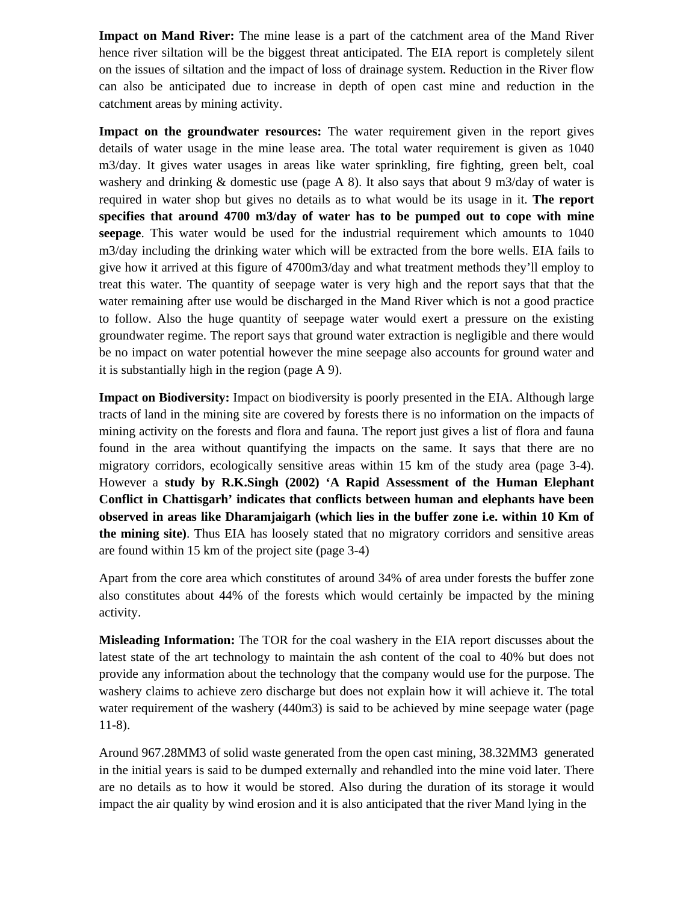**Impact on Mand River:** The mine lease is a part of the catchment area of the Mand River hence river siltation will be the biggest threat anticipated. The EIA report is completely silent on the issues of siltation and the impact of loss of drainage system. Reduction in the River flow can also be anticipated due to increase in depth of open cast mine and reduction in the catchment areas by mining activity.

**Impact on the groundwater resources:** The water requirement given in the report gives details of water usage in the mine lease area. The total water requirement is given as 1040 m3/day. It gives water usages in areas like water sprinkling, fire fighting, green belt, coal washery and drinking & domestic use (page A 8). It also says that about 9 m3/day of water is required in water shop but gives no details as to what would be its usage in it. **The report specifies that around 4700 m3/day of water has to be pumped out to cope with mine seepage**. This water would be used for the industrial requirement which amounts to 1040 m3/day including the drinking water which will be extracted from the bore wells. EIA fails to give how it arrived at this figure of 4700m3/day and what treatment methods they'll employ to treat this water. The quantity of seepage water is very high and the report says that that the water remaining after use would be discharged in the Mand River which is not a good practice to follow. Also the huge quantity of seepage water would exert a pressure on the existing groundwater regime. The report says that ground water extraction is negligible and there would be no impact on water potential however the mine seepage also accounts for ground water and it is substantially high in the region (page A 9).

**Impact on Biodiversity:** Impact on biodiversity is poorly presented in the EIA. Although large tracts of land in the mining site are covered by forests there is no information on the impacts of mining activity on the forests and flora and fauna. The report just gives a list of flora and fauna found in the area without quantifying the impacts on the same. It says that there are no migratory corridors, ecologically sensitive areas within 15 km of the study area (page 3-4). However a **study by R.K.Singh (2002) 'A Rapid Assessment of the Human Elephant Conflict in Chattisgarh' indicates that conflicts between human and elephants have been observed in areas like Dharamjaigarh (which lies in the buffer zone i.e. within 10 Km of the mining site)**. Thus EIA has loosely stated that no migratory corridors and sensitive areas are found within 15 km of the project site (page 3-4)

Apart from the core area which constitutes of around 34% of area under forests the buffer zone also constitutes about 44% of the forests which would certainly be impacted by the mining activity.

**Misleading Information:** The TOR for the coal washery in the EIA report discusses about the latest state of the art technology to maintain the ash content of the coal to 40% but does not provide any information about the technology that the company would use for the purpose. The washery claims to achieve zero discharge but does not explain how it will achieve it. The total water requirement of the washery (440m3) is said to be achieved by mine seepage water (page 11-8).

Around 967.28MM3 of solid waste generated from the open cast mining, 38.32MM3 generated in the initial years is said to be dumped externally and rehandled into the mine void later. There are no details as to how it would be stored. Also during the duration of its storage it would impact the air quality by wind erosion and it is also anticipated that the river Mand lying in the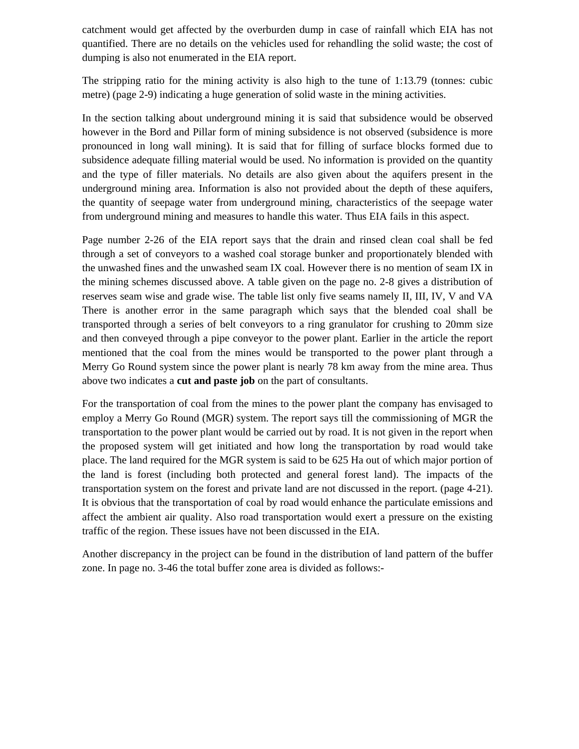catchment would get affected by the overburden dump in case of rainfall which EIA has not quantified. There are no details on the vehicles used for rehandling the solid waste; the cost of dumping is also not enumerated in the EIA report.

The stripping ratio for the mining activity is also high to the tune of 1:13.79 (tonnes: cubic metre) (page 2-9) indicating a huge generation of solid waste in the mining activities.

In the section talking about underground mining it is said that subsidence would be observed however in the Bord and Pillar form of mining subsidence is not observed (subsidence is more pronounced in long wall mining). It is said that for filling of surface blocks formed due to subsidence adequate filling material would be used. No information is provided on the quantity and the type of filler materials. No details are also given about the aquifers present in the underground mining area. Information is also not provided about the depth of these aquifers, the quantity of seepage water from underground mining, characteristics of the seepage water from underground mining and measures to handle this water. Thus EIA fails in this aspect.

Page number 2-26 of the EIA report says that the drain and rinsed clean coal shall be fed through a set of conveyors to a washed coal storage bunker and proportionately blended with the unwashed fines and the unwashed seam IX coal. However there is no mention of seam IX in the mining schemes discussed above. A table given on the page no. 2-8 gives a distribution of reserves seam wise and grade wise. The table list only five seams namely II, III, IV, V and VA There is another error in the same paragraph which says that the blended coal shall be transported through a series of belt conveyors to a ring granulator for crushing to 20mm size and then conveyed through a pipe conveyor to the power plant. Earlier in the article the report mentioned that the coal from the mines would be transported to the power plant through a Merry Go Round system since the power plant is nearly 78 km away from the mine area. Thus above two indicates a **cut and paste job** on the part of consultants.

For the transportation of coal from the mines to the power plant the company has envisaged to employ a Merry Go Round (MGR) system. The report says till the commissioning of MGR the transportation to the power plant would be carried out by road. It is not given in the report when the proposed system will get initiated and how long the transportation by road would take place. The land required for the MGR system is said to be 625 Ha out of which major portion of the land is forest (including both protected and general forest land). The impacts of the transportation system on the forest and private land are not discussed in the report. (page 4-21). It is obvious that the transportation of coal by road would enhance the particulate emissions and affect the ambient air quality. Also road transportation would exert a pressure on the existing traffic of the region. These issues have not been discussed in the EIA.

Another discrepancy in the project can be found in the distribution of land pattern of the buffer zone. In page no. 3-46 the total buffer zone area is divided as follows:-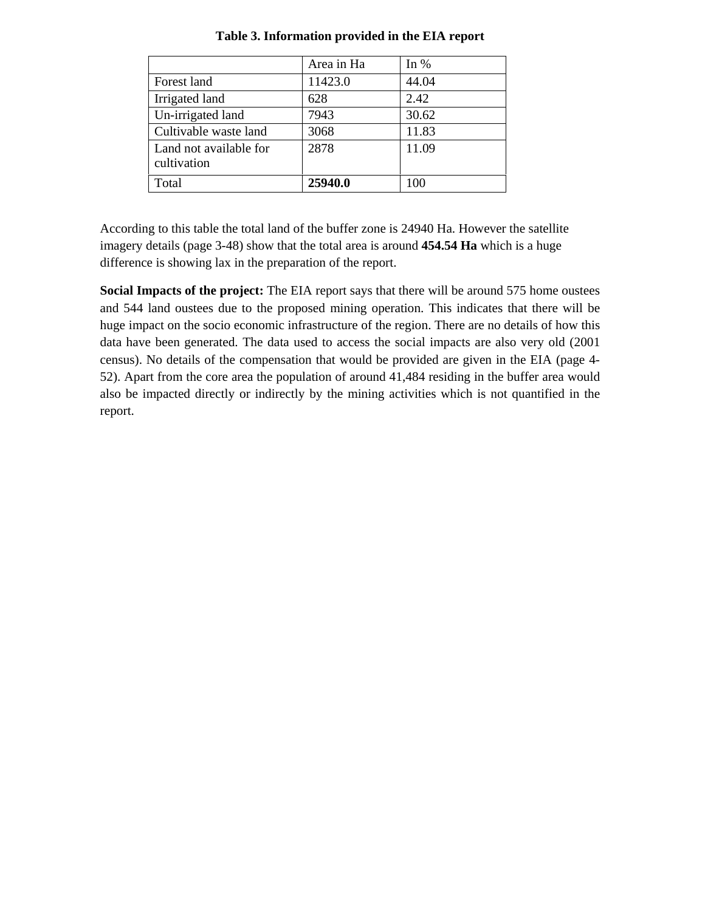**Table 3. Information provided in the EIA report**

| | Area in Ha | In % |
|---|---|---|
| Forest land | 11423.0 | 44.04 |
| Irrigated land | 628 | 2.42 |
| Un-irrigated land | 7943 | 30.62 |
| Cultivable waste land | 3068 | 11.83 |
| Land not available for cultivation | 2878 | 11.09 |
| Total | **25940.0** | 100 |

According to this table the total land of the buffer zone is 24940 Ha. However the satellite imagery details (page 3-48) show that the total area is around **454.54 Ha** which is a huge difference is showing lax in the preparation of the report.

**Social Impacts of the project:** The EIA report says that there will be around 575 home oustees and 544 land oustees due to the proposed mining operation. This indicates that there will be huge impact on the socio economic infrastructure of the region. There are no details of how this data have been generated. The data used to access the social impacts are also very old (2001 census). No details of the compensation that would be provided are given in the EIA (page 4-52). Apart from the core area the population of around 41,484 residing in the buffer area would also be impacted directly or indirectly by the mining activities which is not quantified in the report.